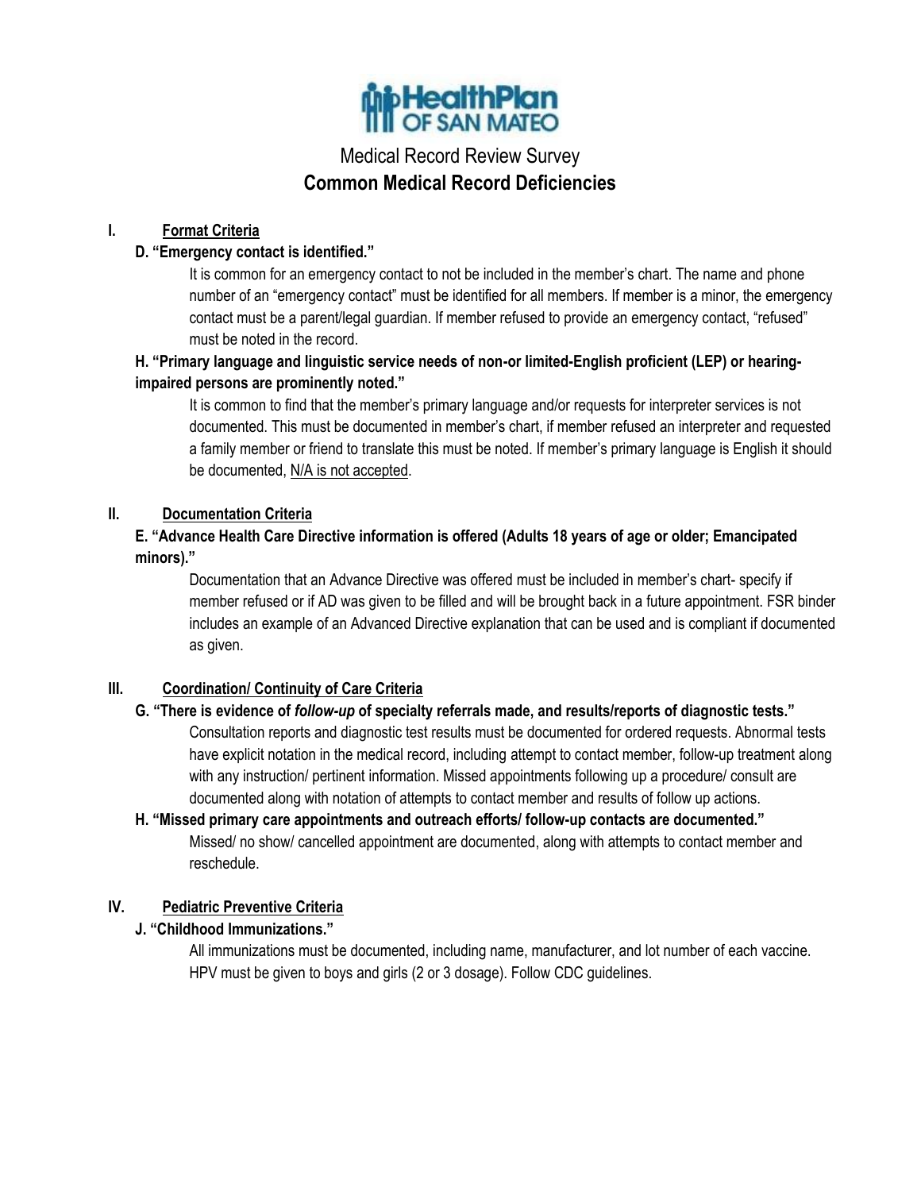HealthPlan OF SAN MATEO

# Medical Record Review Survey

## Common Medical Record Deficiencies

### I. Format Criteria

**D. "Emergency contact is identified."**

It is common for an emergency contact to not be included in the member's chart. The name and phone number of an "emergency contact" must be identified for all members. If member is a minor, the emergency contact must be a parent/legal guardian. If member refused to provide an emergency contact, "refused" must be noted in the record.

**H. "Primary language and linguistic service needs of non-or limited-English proficient (LEP) or hearing-impaired persons are prominently noted."**

It is common to find that the member's primary language and/or requests for interpreter services is not documented. This must be documented in member's chart, if member refused an interpreter and requested a family member or friend to translate this must be noted. If member's primary language is English it should be documented, <u>N/A is not accepted</u>.

### II. Documentation Criteria

**E. "Advance Health Care Directive information is offered (Adults 18 years of age or older; Emancipated minors)."**

Documentation that an Advance Directive was offered must be included in member's chart- specify if member refused or if AD was given to be filled and will be brought back in a future appointment. FSR binder includes an example of an Advanced Directive explanation that can be used and is compliant if documented as given.

### III. Coordination/ Continuity of Care Criteria

**G. "There is evidence of *follow-up* of specialty referrals made, and results/reports of diagnostic tests."**

Consultation reports and diagnostic test results must be documented for ordered requests. Abnormal tests have explicit notation in the medical record, including attempt to contact member, follow-up treatment along with any instruction/ pertinent information. Missed appointments following up a procedure/ consult are documented along with notation of attempts to contact member and results of follow up actions.

**H. "Missed primary care appointments and outreach efforts/ follow-up contacts are documented."**

Missed/ no show/ cancelled appointment are documented, along with attempts to contact member and reschedule.

### IV. Pediatric Preventive Criteria

**J. "Childhood Immunizations."**

All immunizations must be documented, including name, manufacturer, and lot number of each vaccine. HPV must be given to boys and girls (2 or 3 dosage). Follow CDC guidelines.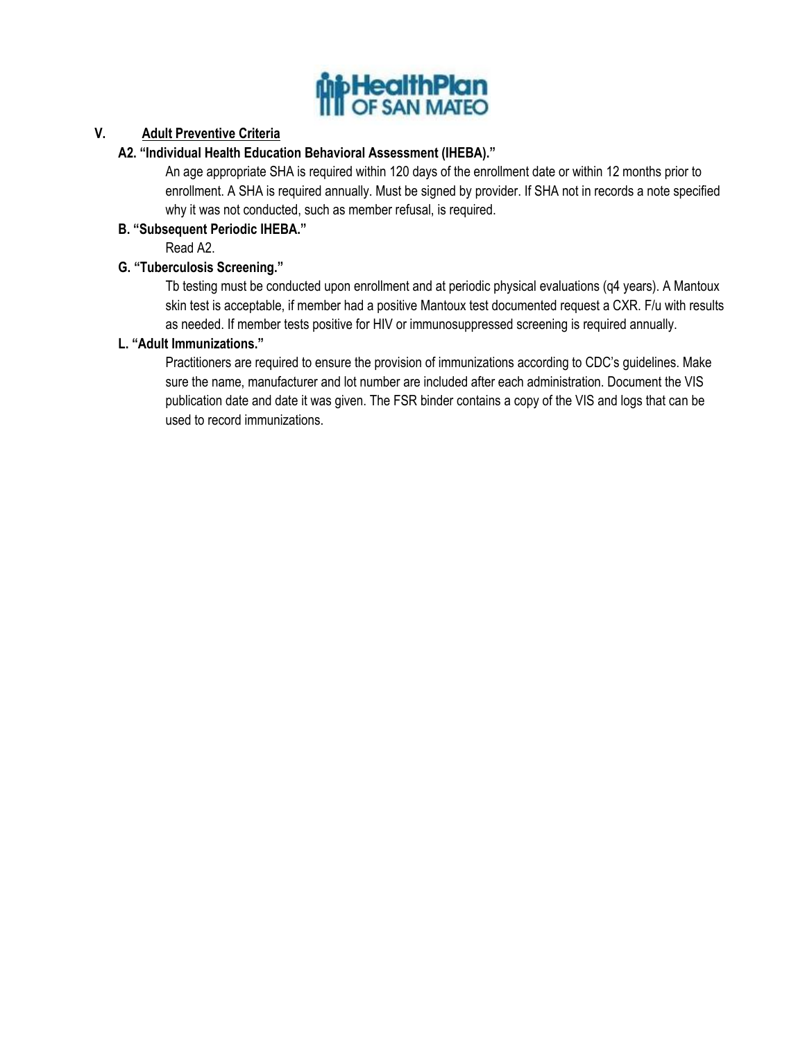## V. Adult Preventive Criteria

### A2. "Individual Health Education Behavioral Assessment (IHEBA)."

An age appropriate SHA is required within 120 days of the enrollment date or within 12 months prior to enrollment. A SHA is required annually. Must be signed by provider. If SHA not in records a note specified why it was not conducted, such as member refusal, is required.

### B. "Subsequent Periodic IHEBA."

Read A2.

### G. "Tuberculosis Screening."

Tb testing must be conducted upon enrollment and at periodic physical evaluations (q4 years). A Mantoux skin test is acceptable, if member had a positive Mantoux test documented request a CXR. F/u with results as needed. If member tests positive for HIV or immunosuppressed screening is required annually.

### L. "Adult Immunizations."

Practitioners are required to ensure the provision of immunizations according to CDC's guidelines. Make sure the name, manufacturer and lot number are included after each administration. Document the VIS publication date and date it was given. The FSR binder contains a copy of the VIS and logs that can be used to record immunizations.